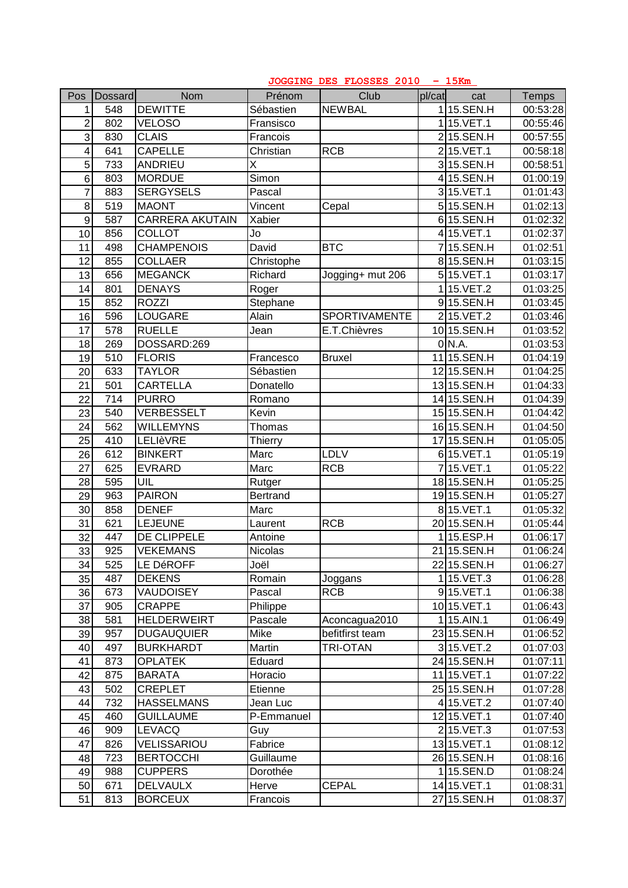# JOGGING DES FLOSSES 2010 - 15Km

| Pos | Dossard | Nom | Prénom | Club | pl/cat | cat | Temps |
|---|---|---|---|---|---|---|---|
| 1 | 548 | DEWITTE | Sébastien | NEWBAL | 1 | 15.SEN.H | 00:53:28 |
| 2 | 802 | VELOSO | Fransisco | | 1 | 15.VET.1 | 00:55:46 |
| 3 | 830 | CLAIS | Francois | | 2 | 15.SEN.H | 00:57:55 |
| 4 | 641 | CAPELLE | Christian | RCB | 2 | 15.VET.1 | 00:58:18 |
| 5 | 733 | ANDRIEU | X | | 3 | 15.SEN.H | 00:58:51 |
| 6 | 803 | MORDUE | Simon | | 4 | 15.SEN.H | 01:00:19 |
| 7 | 883 | SERGYSELS | Pascal | | 3 | 15.VET.1 | 01:01:43 |
| 8 | 519 | MAONT | Vincent | Cepal | 5 | 15.SEN.H | 01:02:13 |
| 9 | 587 | CARRERA AKUTAIN | Xabier | | 6 | 15.SEN.H | 01:02:32 |
| 10 | 856 | COLLOT | Jo | | 4 | 15.VET.1 | 01:02:37 |
| 11 | 498 | CHAMPENOIS | David | BTC | 7 | 15.SEN.H | 01:02:51 |
| 12 | 855 | COLLAER | Christophe | | 8 | 15.SEN.H | 01:03:15 |
| 13 | 656 | MEGANCK | Richard | Jogging+ mut 206 | 5 | 15.VET.1 | 01:03:17 |
| 14 | 801 | DENAYS | Roger | | 1 | 15.VET.2 | 01:03:25 |
| 15 | 852 | ROZZI | Stephane | | 9 | 15.SEN.H | 01:03:45 |
| 16 | 596 | LOUGARE | Alain | SPORTIVAMENTE | 2 | 15.VET.2 | 01:03:46 |
| 17 | 578 | RUELLE | Jean | E.T.Chièvres | 10 | 15.SEN.H | 01:03:52 |
| 18 | 269 | DOSSARD:269 | | | 0 | N.A. | 01:03:53 |
| 19 | 510 | FLORIS | Francesco | Bruxel | 11 | 15.SEN.H | 01:04:19 |
| 20 | 633 | TAYLOR | Sébastien | | 12 | 15.SEN.H | 01:04:25 |
| 21 | 501 | CARTELLA | Donatello | | 13 | 15.SEN.H | 01:04:33 |
| 22 | 714 | PURRO | Romano | | 14 | 15.SEN.H | 01:04:39 |
| 23 | 540 | VERBESSELT | Kevin | | 15 | 15.SEN.H | 01:04:42 |
| 24 | 562 | WILLEMYNS | Thomas | | 16 | 15.SEN.H | 01:04:50 |
| 25 | 410 | LELIèVRE | Thierry | | 17 | 15.SEN.H | 01:05:05 |
| 26 | 612 | BINKERT | Marc | LDLV | 6 | 15.VET.1 | 01:05:19 |
| 27 | 625 | EVRARD | Marc | RCB | 7 | 15.VET.1 | 01:05:22 |
| 28 | 595 | UIL | Rutger | | 18 | 15.SEN.H | 01:05:25 |
| 29 | 963 | PAIRON | Bertrand | | 19 | 15.SEN.H | 01:05:27 |
| 30 | 858 | DENEF | Marc | | 8 | 15.VET.1 | 01:05:32 |
| 31 | 621 | LEJEUNE | Laurent | RCB | 20 | 15.SEN.H | 01:05:44 |
| 32 | 447 | DE CLIPPELE | Antoine | | 1 | 15.ESP.H | 01:06:17 |
| 33 | 925 | VEKEMANS | Nicolas | | 21 | 15.SEN.H | 01:06:24 |
| 34 | 525 | LE DéROFF | Joël | | 22 | 15.SEN.H | 01:06:27 |
| 35 | 487 | DEKENS | Romain | Joggans | 1 | 15.VET.3 | 01:06:28 |
| 36 | 673 | VAUDOISEY | Pascal | RCB | 9 | 15.VET.1 | 01:06:38 |
| 37 | 905 | CRAPPE | Philippe | | 10 | 15.VET.1 | 01:06:43 |
| 38 | 581 | HELDERWEIRT | Pascale | Aconcagua2010 | 1 | 15.AIN.1 | 01:06:49 |
| 39 | 957 | DUGAUQUIER | Mike | befitfirst team | 23 | 15.SEN.H | 01:06:52 |
| 40 | 497 | BURKHARDT | Martin | TRI-OTAN | 3 | 15.VET.2 | 01:07:03 |
| 41 | 873 | OPLATEK | Eduard | | 24 | 15.SEN.H | 01:07:11 |
| 42 | 875 | BARATA | Horacio | | 11 | 15.VET.1 | 01:07:22 |
| 43 | 502 | CREPLET | Etienne | | 25 | 15.SEN.H | 01:07:28 |
| 44 | 732 | HASSELMANS | Jean Luc | | 4 | 15.VET.2 | 01:07:40 |
| 45 | 460 | GUILLAUME | P-Emmanuel | | 12 | 15.VET.1 | 01:07:40 |
| 46 | 909 | LEVACQ | Guy | | 2 | 15.VET.3 | 01:07:53 |
| 47 | 826 | VELISSARIOU | Fabrice | | 13 | 15.VET.1 | 01:08:12 |
| 48 | 723 | BERTOCCHI | Guillaume | | 26 | 15.SEN.H | 01:08:16 |
| 49 | 988 | CUPPERS | Dorothée | | 1 | 15.SEN.D | 01:08:24 |
| 50 | 671 | DELVAULX | Herve | CEPAL | 14 | 15.VET.1 | 01:08:31 |
| 51 | 813 | BORCEUX | Francois | | 27 | 15.SEN.H | 01:08:37 |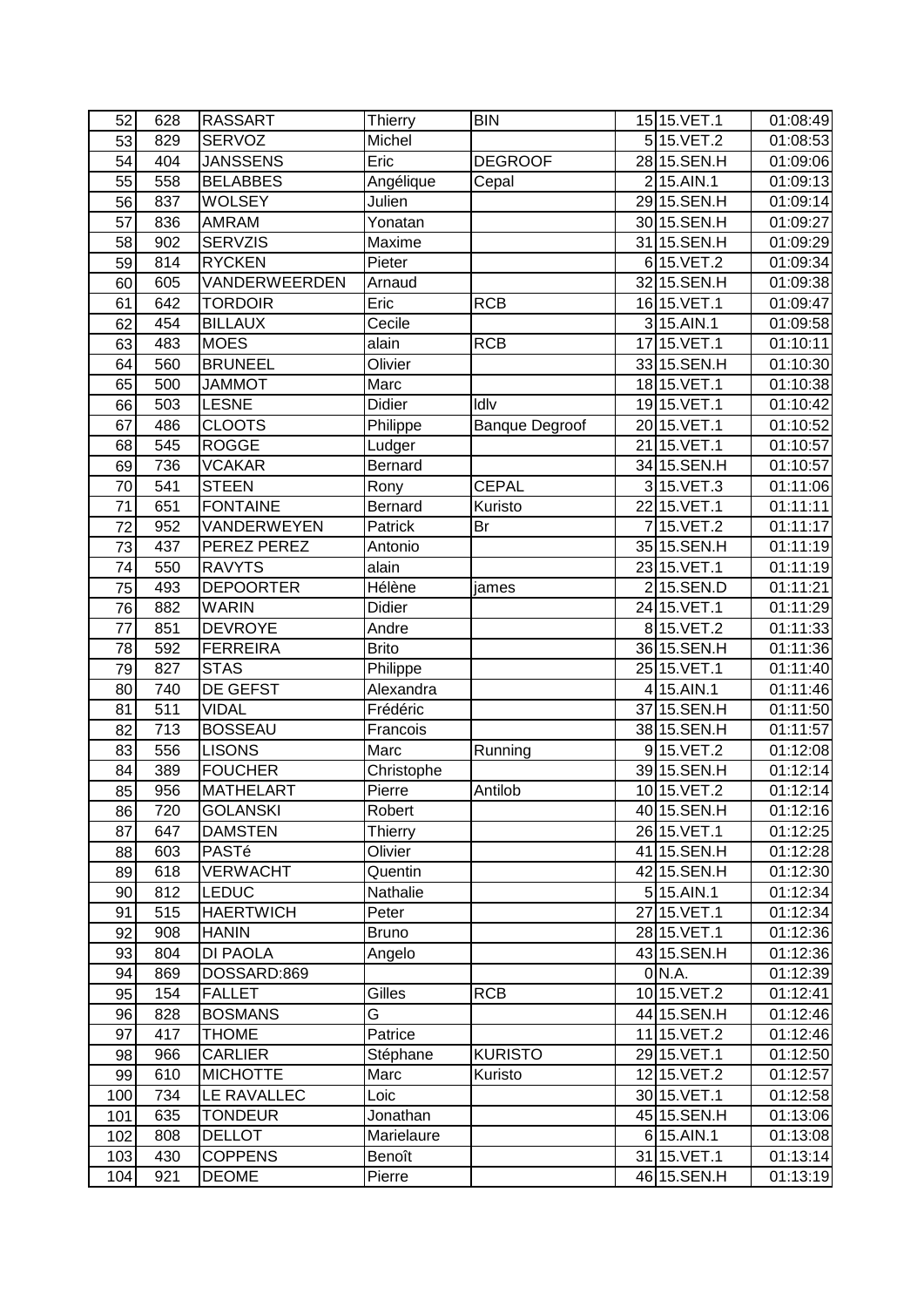| 52 | 628 | RASSART | Thierry | BIN | 15 | 15.VET.1 | 01:08:49 |
|---|---|---|---|---|---|---|---|
| 53 | 829 | SERVOZ | Michel | | 5 | 15.VET.2 | 01:08:53 |
| 54 | 404 | JANSSENS | Eric | DEGROOF | 28 | 15.SEN.H | 01:09:06 |
| 55 | 558 | BELABBES | Angélique | Cepal | 2 | 15.AIN.1 | 01:09:13 |
| 56 | 837 | WOLSEY | Julien | | 29 | 15.SEN.H | 01:09:14 |
| 57 | 836 | AMRAM | Yonatan | | 30 | 15.SEN.H | 01:09:27 |
| 58 | 902 | SERVZIS | Maxime | | 31 | 15.SEN.H | 01:09:29 |
| 59 | 814 | RYCKEN | Pieter | | 6 | 15.VET.2 | 01:09:34 |
| 60 | 605 | VANDERWEERDEN | Arnaud | | 32 | 15.SEN.H | 01:09:38 |
| 61 | 642 | TORDOIR | Eric | RCB | 16 | 15.VET.1 | 01:09:47 |
| 62 | 454 | BILLAUX | Cecile | | 3 | 15.AIN.1 | 01:09:58 |
| 63 | 483 | MOES | alain | RCB | 17 | 15.VET.1 | 01:10:11 |
| 64 | 560 | BRUNEEL | Olivier | | 33 | 15.SEN.H | 01:10:30 |
| 65 | 500 | JAMMOT | Marc | | 18 | 15.VET.1 | 01:10:38 |
| 66 | 503 | LESNE | Didier | Idlv | 19 | 15.VET.1 | 01:10:42 |
| 67 | 486 | CLOOTS | Philippe | Banque Degroof | 20 | 15.VET.1 | 01:10:52 |
| 68 | 545 | ROGGE | Ludger | | 21 | 15.VET.1 | 01:10:57 |
| 69 | 736 | VCAKAR | Bernard | | 34 | 15.SEN.H | 01:10:57 |
| 70 | 541 | STEEN | Rony | CEPAL | 3 | 15.VET.3 | 01:11:06 |
| 71 | 651 | FONTAINE | Bernard | Kuristo | 22 | 15.VET.1 | 01:11:11 |
| 72 | 952 | VANDERWEYEN | Patrick | Br | 7 | 15.VET.2 | 01:11:17 |
| 73 | 437 | PEREZ PEREZ | Antonio | | 35 | 15.SEN.H | 01:11:19 |
| 74 | 550 | RAVYTS | alain | | 23 | 15.VET.1 | 01:11:19 |
| 75 | 493 | DEPOORTER | Hélène | james | 2 | 15.SEN.D | 01:11:21 |
| 76 | 882 | WARIN | Didier | | 24 | 15.VET.1 | 01:11:29 |
| 77 | 851 | DEVROYE | Andre | | 8 | 15.VET.2 | 01:11:33 |
| 78 | 592 | FERREIRA | Brito | | 36 | 15.SEN.H | 01:11:36 |
| 79 | 827 | STAS | Philippe | | 25 | 15.VET.1 | 01:11:40 |
| 80 | 740 | DE GEFST | Alexandra | | 4 | 15.AIN.1 | 01:11:46 |
| 81 | 511 | VIDAL | Frédéric | | 37 | 15.SEN.H | 01:11:50 |
| 82 | 713 | BOSSEAU | Francois | | 38 | 15.SEN.H | 01:11:57 |
| 83 | 556 | LISONS | Marc | Running | 9 | 15.VET.2 | 01:12:08 |
| 84 | 389 | FOUCHER | Christophe | | 39 | 15.SEN.H | 01:12:14 |
| 85 | 956 | MATHELART | Pierre | Antilob | 10 | 15.VET.2 | 01:12:14 |
| 86 | 720 | GOLANSKI | Robert | | 40 | 15.SEN.H | 01:12:16 |
| 87 | 647 | DAMSTEN | Thierry | | 26 | 15.VET.1 | 01:12:25 |
| 88 | 603 | PASTé | Olivier | | 41 | 15.SEN.H | 01:12:28 |
| 89 | 618 | VERWACHT | Quentin | | 42 | 15.SEN.H | 01:12:30 |
| 90 | 812 | LEDUC | Nathalie | | 5 | 15.AIN.1 | 01:12:34 |
| 91 | 515 | HAERTWICH | Peter | | 27 | 15.VET.1 | 01:12:34 |
| 92 | 908 | HANIN | Bruno | | 28 | 15.VET.1 | 01:12:36 |
| 93 | 804 | DI PAOLA | Angelo | | 43 | 15.SEN.H | 01:12:36 |
| 94 | 869 | DOSSARD:869 | | | 0 | N.A. | 01:12:39 |
| 95 | 154 | FALLET | Gilles | RCB | 10 | 15.VET.2 | 01:12:41 |
| 96 | 828 | BOSMANS | G | | 44 | 15.SEN.H | 01:12:46 |
| 97 | 417 | THOME | Patrice | | 11 | 15.VET.2 | 01:12:46 |
| 98 | 966 | CARLIER | Stéphane | KURISTO | 29 | 15.VET.1 | 01:12:50 |
| 99 | 610 | MICHOTTE | Marc | Kuristo | 12 | 15.VET.2 | 01:12:57 |
| 100 | 734 | LE RAVALLEC | Loic | | 30 | 15.VET.1 | 01:12:58 |
| 101 | 635 | TONDEUR | Jonathan | | 45 | 15.SEN.H | 01:13:06 |
| 102 | 808 | DELLOT | Marielaure | | 6 | 15.AIN.1 | 01:13:08 |
| 103 | 430 | COPPENS | Benoît | | 31 | 15.VET.1 | 01:13:14 |
| 104 | 921 | DEOME | Pierre | | 46 | 15.SEN.H | 01:13:19 |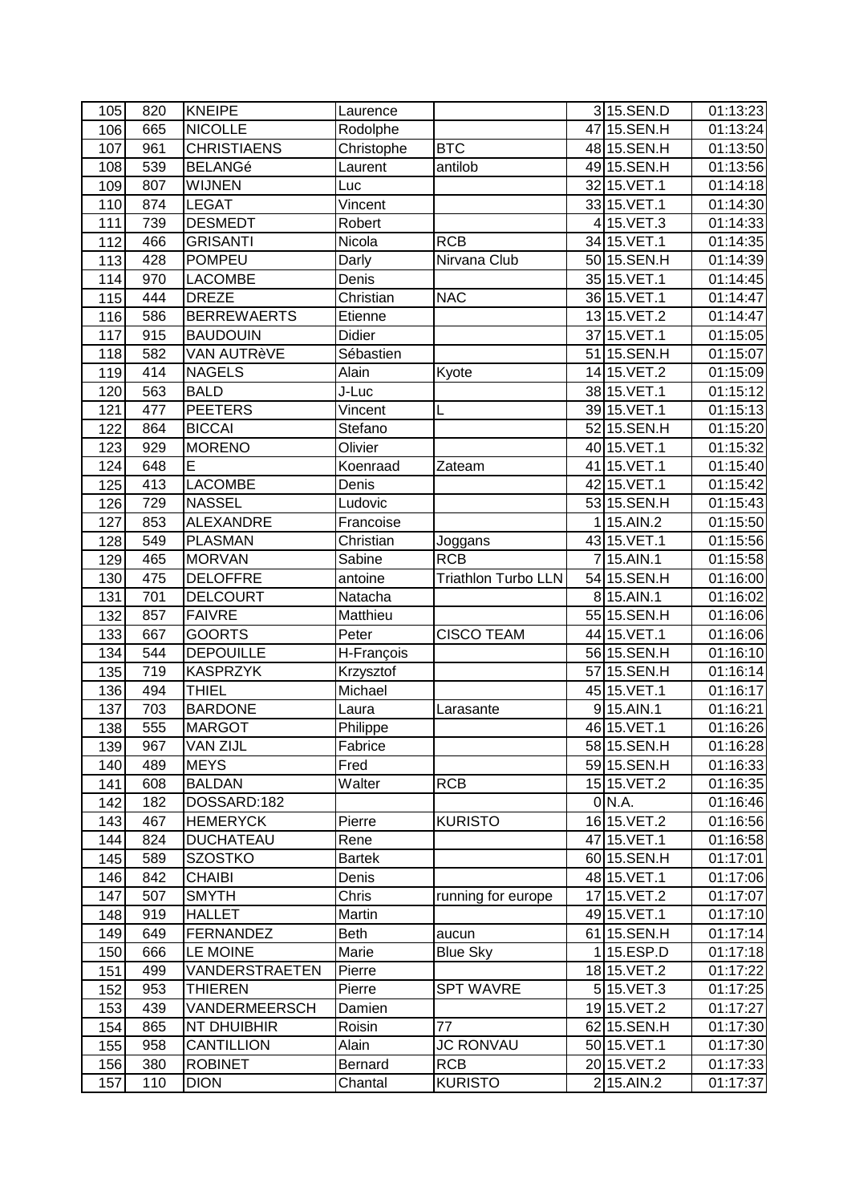| | | | | | | | |
|---|---|---|---|---|---|---|---|
| 105 | 820 | KNEIPE | Laurence | | 3 | 15.SEN.D | 01:13:23 |
| 106 | 665 | NICOLLE | Rodolphe | | 47 | 15.SEN.H | 01:13:24 |
| 107 | 961 | CHRISTIAENS | Christophe | BTC | 48 | 15.SEN.H | 01:13:50 |
| 108 | 539 | BELANGé | Laurent | antilob | 49 | 15.SEN.H | 01:13:56 |
| 109 | 807 | WIJNEN | Luc | | 32 | 15.VET.1 | 01:14:18 |
| 110 | 874 | LEGAT | Vincent | | 33 | 15.VET.1 | 01:14:30 |
| 111 | 739 | DESMEDT | Robert | | 4 | 15.VET.3 | 01:14:33 |
| 112 | 466 | GRISANTI | Nicola | RCB | 34 | 15.VET.1 | 01:14:35 |
| 113 | 428 | POMPEU | Darly | Nirvana Club | 50 | 15.SEN.H | 01:14:39 |
| 114 | 970 | LACOMBE | Denis | | 35 | 15.VET.1 | 01:14:45 |
| 115 | 444 | DREZE | Christian | NAC | 36 | 15.VET.1 | 01:14:47 |
| 116 | 586 | BERREWAERTS | Etienne | | 13 | 15.VET.2 | 01:14:47 |
| 117 | 915 | BAUDOUIN | Didier | | 37 | 15.VET.1 | 01:15:05 |
| 118 | 582 | VAN AUTRèVE | Sébastien | | 51 | 15.SEN.H | 01:15:07 |
| 119 | 414 | NAGELS | Alain | Kyote | 14 | 15.VET.2 | 01:15:09 |
| 120 | 563 | BALD | J-Luc | | 38 | 15.VET.1 | 01:15:12 |
| 121 | 477 | PEETERS | Vincent | L | 39 | 15.VET.1 | 01:15:13 |
| 122 | 864 | BICCAI | Stefano | | 52 | 15.SEN.H | 01:15:20 |
| 123 | 929 | MORENO | Olivier | | 40 | 15.VET.1 | 01:15:32 |
| 124 | 648 | E | Koenraad | Zateam | 41 | 15.VET.1 | 01:15:40 |
| 125 | 413 | LACOMBE | Denis | | 42 | 15.VET.1 | 01:15:42 |
| 126 | 729 | NASSEL | Ludovic | | 53 | 15.SEN.H | 01:15:43 |
| 127 | 853 | ALEXANDRE | Francoise | | 1 | 15.AIN.2 | 01:15:50 |
| 128 | 549 | PLASMAN | Christian | Joggans | 43 | 15.VET.1 | 01:15:56 |
| 129 | 465 | MORVAN | Sabine | RCB | 7 | 15.AIN.1 | 01:15:58 |
| 130 | 475 | DELOFFRE | antoine | Triathlon Turbo LLN | 54 | 15.SEN.H | 01:16:00 |
| 131 | 701 | DELCOURT | Natacha | | 8 | 15.AIN.1 | 01:16:02 |
| 132 | 857 | FAIVRE | Matthieu | | 55 | 15.SEN.H | 01:16:06 |
| 133 | 667 | GOORTS | Peter | CISCO TEAM | 44 | 15.VET.1 | 01:16:06 |
| 134 | 544 | DEPOUILLE | H-François | | 56 | 15.SEN.H | 01:16:10 |
| 135 | 719 | KASPRZYK | Krzysztof | | 57 | 15.SEN.H | 01:16:14 |
| 136 | 494 | THIEL | Michael | | 45 | 15.VET.1 | 01:16:17 |
| 137 | 703 | BARDONE | Laura | Larasante | 9 | 15.AIN.1 | 01:16:21 |
| 138 | 555 | MARGOT | Philippe | | 46 | 15.VET.1 | 01:16:26 |
| 139 | 967 | VAN ZIJL | Fabrice | | 58 | 15.SEN.H | 01:16:28 |
| 140 | 489 | MEYS | Fred | | 59 | 15.SEN.H | 01:16:33 |
| 141 | 608 | BALDAN | Walter | RCB | 15 | 15.VET.2 | 01:16:35 |
| 142 | 182 | DOSSARD:182 | | | 0 | N.A. | 01:16:46 |
| 143 | 467 | HEMERYCK | Pierre | KURISTO | 16 | 15.VET.2 | 01:16:56 |
| 144 | 824 | DUCHATEAU | Rene | | 47 | 15.VET.1 | 01:16:58 |
| 145 | 589 | SZOSTKO | Bartek | | 60 | 15.SEN.H | 01:17:01 |
| 146 | 842 | CHAIBI | Denis | | 48 | 15.VET.1 | 01:17:06 |
| 147 | 507 | SMYTH | Chris | running for europe | 17 | 15.VET.2 | 01:17:07 |
| 148 | 919 | HALLET | Martin | | 49 | 15.VET.1 | 01:17:10 |
| 149 | 649 | FERNANDEZ | Beth | aucun | 61 | 15.SEN.H | 01:17:14 |
| 150 | 666 | LE MOINE | Marie | Blue Sky | 1 | 15.ESP.D | 01:17:18 |
| 151 | 499 | VANDERSTRAETEN | Pierre | | 18 | 15.VET.2 | 01:17:22 |
| 152 | 953 | THIEREN | Pierre | SPT WAVRE | 5 | 15.VET.3 | 01:17:25 |
| 153 | 439 | VANDERMEERSCH | Damien | | 19 | 15.VET.2 | 01:17:27 |
| 154 | 865 | NT DHUIBHIR | Roisin | 77 | 62 | 15.SEN.H | 01:17:30 |
| 155 | 958 | CANTILLION | Alain | JC RONVAU | 50 | 15.VET.1 | 01:17:30 |
| 156 | 380 | ROBINET | Bernard | RCB | 20 | 15.VET.2 | 01:17:33 |
| 157 | 110 | DION | Chantal | KURISTO | 2 | 15.AIN.2 | 01:17:37 |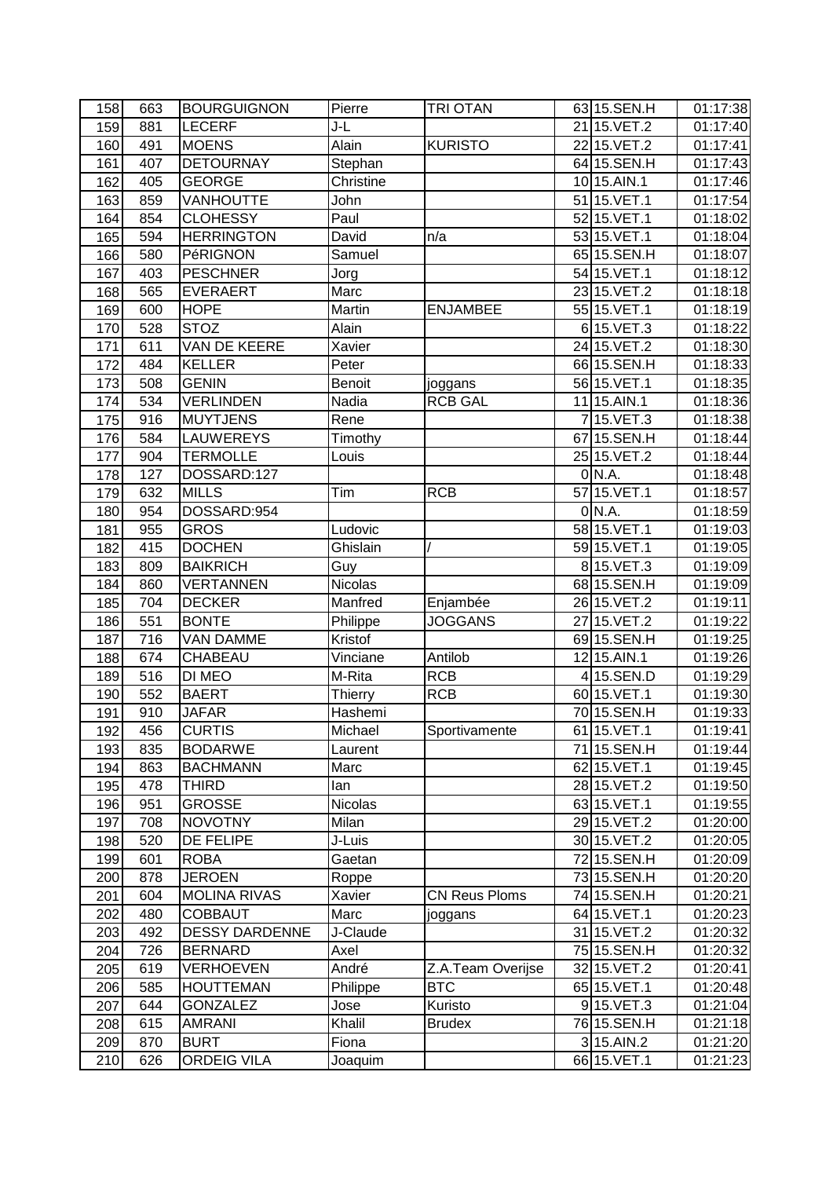| 158 | 663 | BOURGUIGNON | Pierre | TRI OTAN | 63 | 15.SEN.H | 01:17:38 |
|---|---|---|---|---|---|---|---|
| 159 | 881 | LECERF | J-L | | 21 | 15.VET.2 | 01:17:40 |
| 160 | 491 | MOENS | Alain | KURISTO | 22 | 15.VET.2 | 01:17:41 |
| 161 | 407 | DETOURNAY | Stephan | | 64 | 15.SEN.H | 01:17:43 |
| 162 | 405 | GEORGE | Christine | | 10 | 15.AIN.1 | 01:17:46 |
| 163 | 859 | VANHOUTTE | John | | 51 | 15.VET.1 | 01:17:54 |
| 164 | 854 | CLOHESSY | Paul | | 52 | 15.VET.1 | 01:18:02 |
| 165 | 594 | HERRINGTON | David | n/a | 53 | 15.VET.1 | 01:18:04 |
| 166 | 580 | PéRIGNON | Samuel | | 65 | 15.SEN.H | 01:18:07 |
| 167 | 403 | PESCHNER | Jorg | | 54 | 15.VET.1 | 01:18:12 |
| 168 | 565 | EVERAERT | Marc | | 23 | 15.VET.2 | 01:18:18 |
| 169 | 600 | HOPE | Martin | ENJAMBEE | 55 | 15.VET.1 | 01:18:19 |
| 170 | 528 | STOZ | Alain | | 6 | 15.VET.3 | 01:18:22 |
| 171 | 611 | VAN DE KEERE | Xavier | | 24 | 15.VET.2 | 01:18:30 |
| 172 | 484 | KELLER | Peter | | 66 | 15.SEN.H | 01:18:33 |
| 173 | 508 | GENIN | Benoit | joggans | 56 | 15.VET.1 | 01:18:35 |
| 174 | 534 | VERLINDEN | Nadia | RCB GAL | 11 | 15.AIN.1 | 01:18:36 |
| 175 | 916 | MUYTJENS | Rene | | 7 | 15.VET.3 | 01:18:38 |
| 176 | 584 | LAUWEREYS | Timothy | | 67 | 15.SEN.H | 01:18:44 |
| 177 | 904 | TERMOLLE | Louis | | 25 | 15.VET.2 | 01:18:44 |
| 178 | 127 | DOSSARD:127 | | | 0 | N.A. | 01:18:48 |
| 179 | 632 | MILLS | Tim | RCB | 57 | 15.VET.1 | 01:18:57 |
| 180 | 954 | DOSSARD:954 | | | 0 | N.A. | 01:18:59 |
| 181 | 955 | GROS | Ludovic | | 58 | 15.VET.1 | 01:19:03 |
| 182 | 415 | DOCHEN | Ghislain | / | 59 | 15.VET.1 | 01:19:05 |
| 183 | 809 | BAIKRICH | Guy | | 8 | 15.VET.3 | 01:19:09 |
| 184 | 860 | VERTANNEN | Nicolas | | 68 | 15.SEN.H | 01:19:09 |
| 185 | 704 | DECKER | Manfred | Enjambée | 26 | 15.VET.2 | 01:19:11 |
| 186 | 551 | BONTE | Philippe | JOGGANS | 27 | 15.VET.2 | 01:19:22 |
| 187 | 716 | VAN DAMME | Kristof | | 69 | 15.SEN.H | 01:19:25 |
| 188 | 674 | CHABEAU | Vinciane | Antilob | 12 | 15.AIN.1 | 01:19:26 |
| 189 | 516 | DI MEO | M-Rita | RCB | 4 | 15.SEN.D | 01:19:29 |
| 190 | 552 | BAERT | Thierry | RCB | 60 | 15.VET.1 | 01:19:30 |
| 191 | 910 | JAFAR | Hashemi | | 70 | 15.SEN.H | 01:19:33 |
| 192 | 456 | CURTIS | Michael | Sportivamente | 61 | 15.VET.1 | 01:19:41 |
| 193 | 835 | BODARWE | Laurent | | 71 | 15.SEN.H | 01:19:44 |
| 194 | 863 | BACHMANN | Marc | | 62 | 15.VET.1 | 01:19:45 |
| 195 | 478 | THIRD | Ian | | 28 | 15.VET.2 | 01:19:50 |
| 196 | 951 | GROSSE | Nicolas | | 63 | 15.VET.1 | 01:19:55 |
| 197 | 708 | NOVOTNY | Milan | | 29 | 15.VET.2 | 01:20:00 |
| 198 | 520 | DE FELIPE | J-Luis | | 30 | 15.VET.2 | 01:20:05 |
| 199 | 601 | ROBA | Gaetan | | 72 | 15.SEN.H | 01:20:09 |
| 200 | 878 | JEROEN | Roppe | | 73 | 15.SEN.H | 01:20:20 |
| 201 | 604 | MOLINA RIVAS | Xavier | CN Reus Ploms | 74 | 15.SEN.H | 01:20:21 |
| 202 | 480 | COBBAUT | Marc | joggans | 64 | 15.VET.1 | 01:20:23 |
| 203 | 492 | DESSY DARDENNE | J-Claude | | 31 | 15.VET.2 | 01:20:32 |
| 204 | 726 | BERNARD | Axel | | 75 | 15.SEN.H | 01:20:32 |
| 205 | 619 | VERHOEVEN | André | Z.A.Team Overijse | 32 | 15.VET.2 | 01:20:41 |
| 206 | 585 | HOUTTEMAN | Philippe | BTC | 65 | 15.VET.1 | 01:20:48 |
| 207 | 644 | GONZALEZ | Jose | Kuristo | 9 | 15.VET.3 | 01:21:04 |
| 208 | 615 | AMRANI | Khalil | Brudex | 76 | 15.SEN.H | 01:21:18 |
| 209 | 870 | BURT | Fiona | | 3 | 15.AIN.2 | 01:21:20 |
| 210 | 626 | ORDEIG VILA | Joaquim | | 66 | 15.VET.1 | 01:21:23 |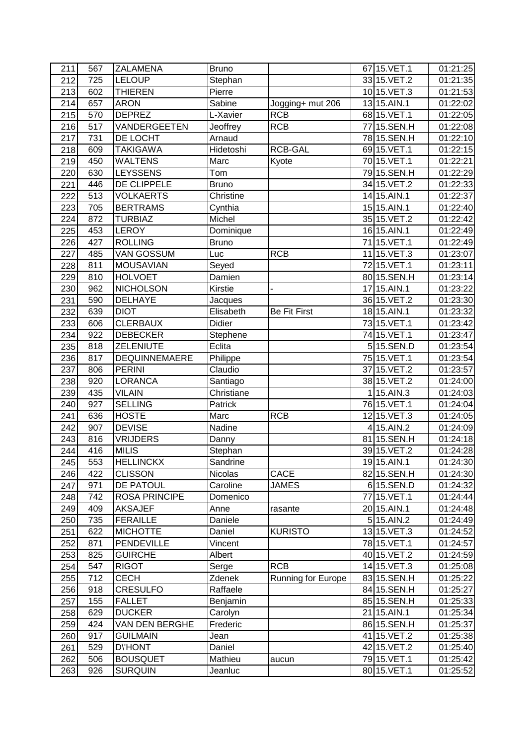| 211 | 567 | ZALAMENA | Bruno | | 67 | 15.VET.1 | 01:21:25 |
|---|---|---|---|---|---|---|---|
| 212 | 725 | LELOUP | Stephan | | 33 | 15.VET.2 | 01:21:35 |
| 213 | 602 | THIEREN | Pierre | | 10 | 15.VET.3 | 01:21:53 |
| 214 | 657 | ARON | Sabine | Jogging+ mut 206 | 13 | 15.AIN.1 | 01:22:02 |
| 215 | 570 | DEPREZ | L-Xavier | RCB | 68 | 15.VET.1 | 01:22:05 |
| 216 | 517 | VANDERGEETEN | Jeoffrey | RCB | 77 | 15.SEN.H | 01:22:08 |
| 217 | 731 | DE LOCHT | Arnaud | | 78 | 15.SEN.H | 01:22:10 |
| 218 | 609 | TAKIGAWA | Hidetoshi | RCB-GAL | 69 | 15.VET.1 | 01:22:15 |
| 219 | 450 | WALTENS | Marc | Kyote | 70 | 15.VET.1 | 01:22:21 |
| 220 | 630 | LEYSSENS | Tom | | 79 | 15.SEN.H | 01:22:29 |
| 221 | 446 | DE CLIPPELE | Bruno | | 34 | 15.VET.2 | 01:22:33 |
| 222 | 513 | VOLKAERTS | Christine | | 14 | 15.AIN.1 | 01:22:37 |
| 223 | 705 | BERTRAMS | Cynthia | | 15 | 15.AIN.1 | 01:22:40 |
| 224 | 872 | TURBIAZ | Michel | | 35 | 15.VET.2 | 01:22:42 |
| 225 | 453 | LEROY | Dominique | | 16 | 15.AIN.1 | 01:22:49 |
| 226 | 427 | ROLLING | Bruno | | 71 | 15.VET.1 | 01:22:49 |
| 227 | 485 | VAN GOSSUM | Luc | RCB | 11 | 15.VET.3 | 01:23:07 |
| 228 | 811 | MOUSAVIAN | Seyed | | 72 | 15.VET.1 | 01:23:11 |
| 229 | 810 | HOLVOET | Damien | | 80 | 15.SEN.H | 01:23:14 |
| 230 | 962 | NICHOLSON | Kirstie | - | 17 | 15.AIN.1 | 01:23:22 |
| 231 | 590 | DELHAYE | Jacques | | 36 | 15.VET.2 | 01:23:30 |
| 232 | 639 | DIOT | Elisabeth | Be Fit First | 18 | 15.AIN.1 | 01:23:32 |
| 233 | 606 | CLERBAUX | Didier | | 73 | 15.VET.1 | 01:23:42 |
| 234 | 922 | DEBECKER | Stephene | | 74 | 15.VET.1 | 01:23:47 |
| 235 | 818 | ZELENIUTE | Eclita | | 5 | 15.SEN.D | 01:23:54 |
| 236 | 817 | DEQUINNEMAERE | Philippe | | 75 | 15.VET.1 | 01:23:54 |
| 237 | 806 | PERINI | Claudio | | 37 | 15.VET.2 | 01:23:57 |
| 238 | 920 | LORANCA | Santiago | | 38 | 15.VET.2 | 01:24:00 |
| 239 | 435 | VILAIN | Christiane | | 1 | 15.AIN.3 | 01:24:03 |
| 240 | 927 | SELLING | Patrick | | 76 | 15.VET.1 | 01:24:04 |
| 241 | 636 | HOSTE | Marc | RCB | 12 | 15.VET.3 | 01:24:05 |
| 242 | 907 | DEVISE | Nadine | | 4 | 15.AIN.2 | 01:24:09 |
| 243 | 816 | VRIJDERS | Danny | | 81 | 15.SEN.H | 01:24:18 |
| 244 | 416 | MILIS | Stephan | | 39 | 15.VET.2 | 01:24:28 |
| 245 | 553 | HELLINCKX | Sandrine | | 19 | 15.AIN.1 | 01:24:30 |
| 246 | 422 | CLISSON | Nicolas | CACE | 82 | 15.SEN.H | 01:24:30 |
| 247 | 971 | DE PATOUL | Caroline | JAMES | 6 | 15.SEN.D | 01:24:32 |
| 248 | 742 | ROSA PRINCIPE | Domenico | | 77 | 15.VET.1 | 01:24:44 |
| 249 | 409 | AKSAJEF | Anne | rasante | 20 | 15.AIN.1 | 01:24:48 |
| 250 | 735 | FERAILLE | Daniele | | 5 | 15.AIN.2 | 01:24:49 |
| 251 | 622 | MICHOTTE | Daniel | KURISTO | 13 | 15.VET.3 | 01:24:52 |
| 252 | 871 | PENDEVILLE | Vincent | | 78 | 15.VET.1 | 01:24:57 |
| 253 | 825 | GUIRCHE | Albert | | 40 | 15.VET.2 | 01:24:59 |
| 254 | 547 | RIGOT | Serge | RCB | 14 | 15.VET.3 | 01:25:08 |
| 255 | 712 | CECH | Zdenek | Running for Europe | 83 | 15.SEN.H | 01:25:22 |
| 256 | 918 | CRESULFO | Raffaele | | 84 | 15.SEN.H | 01:25:27 |
| 257 | 155 | FALLET | Benjamin | | 85 | 15.SEN.H | 01:25:33 |
| 258 | 629 | DUCKER | Carolyn | | 21 | 15.AIN.1 | 01:25:34 |
| 259 | 424 | VAN DEN BERGHE | Frederic | | 86 | 15.SEN.H | 01:25:37 |
| 260 | 917 | GUILMAIN | Jean | | 41 | 15.VET.2 | 01:25:38 |
| 261 | 529 | D\'HONT | Daniel | | 42 | 15.VET.2 | 01:25:40 |
| 262 | 506 | BOUSQUET | Mathieu | aucun | 79 | 15.VET.1 | 01:25:42 |
| 263 | 926 | SURQUIN | Jeanluc | | 80 | 15.VET.1 | 01:25:52 |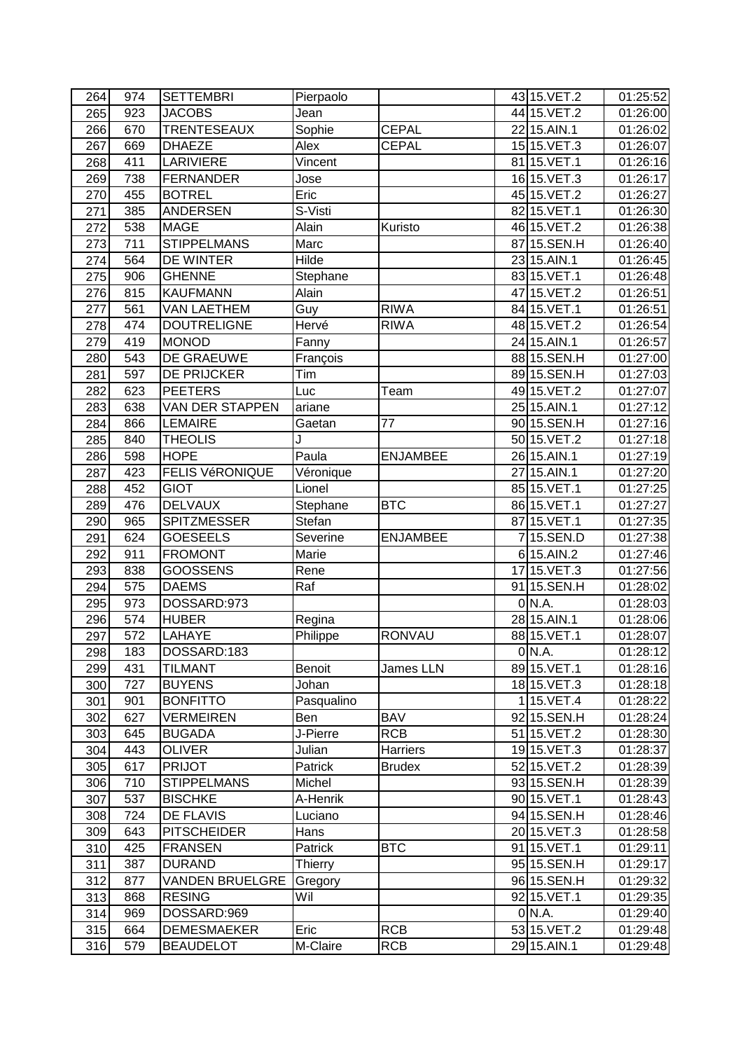| 264 | 974 | SETTEMBRI | Pierpaolo | | 43 | 15.VET.2 | 01:25:52 |
|---|---|---|---|---|---|---|---|
| 265 | 923 | JACOBS | Jean | | 44 | 15.VET.2 | 01:26:00 |
| 266 | 670 | TRENTESEAUX | Sophie | CEPAL | 22 | 15.AIN.1 | 01:26:02 |
| 267 | 669 | DHAEZE | Alex | CEPAL | 15 | 15.VET.3 | 01:26:07 |
| 268 | 411 | LARIVIERE | Vincent | | 81 | 15.VET.1 | 01:26:16 |
| 269 | 738 | FERNANDER | Jose | | 16 | 15.VET.3 | 01:26:17 |
| 270 | 455 | BOTREL | Eric | | 45 | 15.VET.2 | 01:26:27 |
| 271 | 385 | ANDERSEN | S-Visti | | 82 | 15.VET.1 | 01:26:30 |
| 272 | 538 | MAGE | Alain | Kuristo | 46 | 15.VET.2 | 01:26:38 |
| 273 | 711 | STIPPELMANS | Marc | | 87 | 15.SEN.H | 01:26:40 |
| 274 | 564 | DE WINTER | Hilde | | 23 | 15.AIN.1 | 01:26:45 |
| 275 | 906 | GHENNE | Stephane | | 83 | 15.VET.1 | 01:26:48 |
| 276 | 815 | KAUFMANN | Alain | | 47 | 15.VET.2 | 01:26:51 |
| 277 | 561 | VAN LAETHEM | Guy | RIWA | 84 | 15.VET.1 | 01:26:51 |
| 278 | 474 | DOUTRELIGNE | Hervé | RIWA | 48 | 15.VET.2 | 01:26:54 |
| 279 | 419 | MONOD | Fanny | | 24 | 15.AIN.1 | 01:26:57 |
| 280 | 543 | DE GRAEUWE | François | | 88 | 15.SEN.H | 01:27:00 |
| 281 | 597 | DE PRIJCKER | Tim | | 89 | 15.SEN.H | 01:27:03 |
| 282 | 623 | PEETERS | Luc | Team | 49 | 15.VET.2 | 01:27:07 |
| 283 | 638 | VAN DER STAPPEN | ariane | | 25 | 15.AIN.1 | 01:27:12 |
| 284 | 866 | LEMAIRE | Gaetan | 77 | 90 | 15.SEN.H | 01:27:16 |
| 285 | 840 | THEOLIS | J | | 50 | 15.VET.2 | 01:27:18 |
| 286 | 598 | HOPE | Paula | ENJAMBEE | 26 | 15.AIN.1 | 01:27:19 |
| 287 | 423 | FELIS VéRONIQUE | Véronique | | 27 | 15.AIN.1 | 01:27:20 |
| 288 | 452 | GIOT | Lionel | | 85 | 15.VET.1 | 01:27:25 |
| 289 | 476 | DELVAUX | Stephane | BTC | 86 | 15.VET.1 | 01:27:27 |
| 290 | 965 | SPITZMESSER | Stefan | | 87 | 15.VET.1 | 01:27:35 |
| 291 | 624 | GOESEELS | Severine | ENJAMBEE | 7 | 15.SEN.D | 01:27:38 |
| 292 | 911 | FROMONT | Marie | | 6 | 15.AIN.2 | 01:27:46 |
| 293 | 838 | GOOSSENS | Rene | | 17 | 15.VET.3 | 01:27:56 |
| 294 | 575 | DAEMS | Raf | | 91 | 15.SEN.H | 01:28:02 |
| 295 | 973 | DOSSARD:973 | | | 0 | N.A. | 01:28:03 |
| 296 | 574 | HUBER | Regina | | 28 | 15.AIN.1 | 01:28:06 |
| 297 | 572 | LAHAYE | Philippe | RONVAU | 88 | 15.VET.1 | 01:28:07 |
| 298 | 183 | DOSSARD:183 | | | 0 | N.A. | 01:28:12 |
| 299 | 431 | TILMANT | Benoit | James LLN | 89 | 15.VET.1 | 01:28:16 |
| 300 | 727 | BUYENS | Johan | | 18 | 15.VET.3 | 01:28:18 |
| 301 | 901 | BONFITTO | Pasqualino | | 1 | 15.VET.4 | 01:28:22 |
| 302 | 627 | VERMEIREN | Ben | BAV | 92 | 15.SEN.H | 01:28:24 |
| 303 | 645 | BUGADA | J-Pierre | RCB | 51 | 15.VET.2 | 01:28:30 |
| 304 | 443 | OLIVER | Julian | Harriers | 19 | 15.VET.3 | 01:28:37 |
| 305 | 617 | PRIJOT | Patrick | Brudex | 52 | 15.VET.2 | 01:28:39 |
| 306 | 710 | STIPPELMANS | Michel | | 93 | 15.SEN.H | 01:28:39 |
| 307 | 537 | BISCHKE | A-Henrik | | 90 | 15.VET.1 | 01:28:43 |
| 308 | 724 | DE FLAVIS | Luciano | | 94 | 15.SEN.H | 01:28:46 |
| 309 | 643 | PITSCHEIDER | Hans | | 20 | 15.VET.3 | 01:28:58 |
| 310 | 425 | FRANSEN | Patrick | BTC | 91 | 15.VET.1 | 01:29:11 |
| 311 | 387 | DURAND | Thierry | | 95 | 15.SEN.H | 01:29:17 |
| 312 | 877 | VANDEN BRUELGRE | Gregory | | 96 | 15.SEN.H | 01:29:32 |
| 313 | 868 | RESING | Wil | | 92 | 15.VET.1 | 01:29:35 |
| 314 | 969 | DOSSARD:969 | | | 0 | N.A. | 01:29:40 |
| 315 | 664 | DEMESMAEKER | Eric | RCB | 53 | 15.VET.2 | 01:29:48 |
| 316 | 579 | BEAUDELOT | M-Claire | RCB | 29 | 15.AIN.1 | 01:29:48 |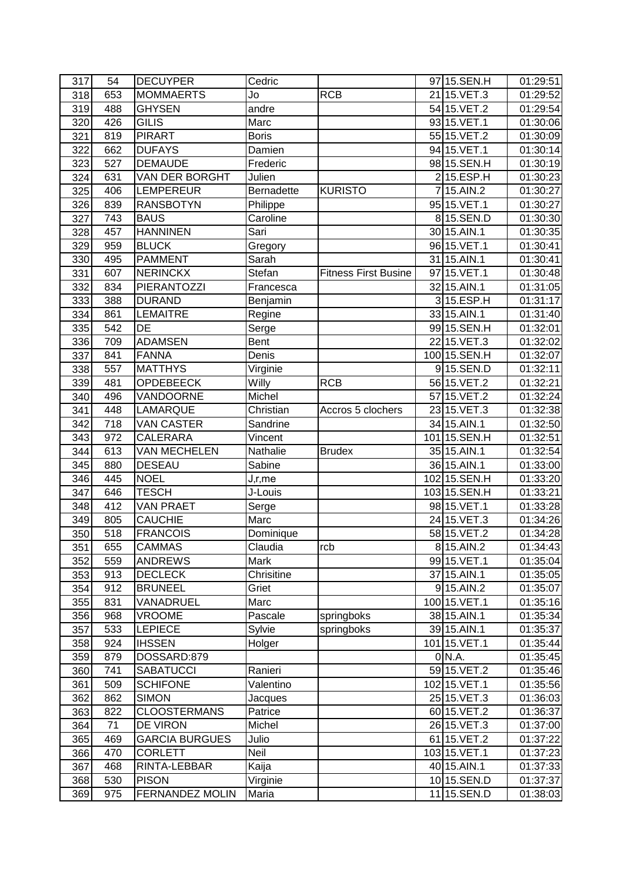| 317 | 54 | DECUYPER | Cedric | | 97 | 15.SEN.H | 01:29:51 |
|---|---|---|---|---|---|---|---|
| 318 | 653 | MOMMAERTS | Jo | RCB | 21 | 15.VET.3 | 01:29:52 |
| 319 | 488 | GHYSEN | andre | | 54 | 15.VET.2 | 01:29:54 |
| 320 | 426 | GILIS | Marc | | 93 | 15.VET.1 | 01:30:06 |
| 321 | 819 | PIRART | Boris | | 55 | 15.VET.2 | 01:30:09 |
| 322 | 662 | DUFAYS | Damien | | 94 | 15.VET.1 | 01:30:14 |
| 323 | 527 | DEMAUDE | Frederic | | 98 | 15.SEN.H | 01:30:19 |
| 324 | 631 | VAN DER BORGHT | Julien | | 2 | 15.ESP.H | 01:30:23 |
| 325 | 406 | LEMPEREUR | Bernadette | KURISTO | 7 | 15.AIN.2 | 01:30:27 |
| 326 | 839 | RANSBOTYN | Philippe | | 95 | 15.VET.1 | 01:30:27 |
| 327 | 743 | BAUS | Caroline | | 8 | 15.SEN.D | 01:30:30 |
| 328 | 457 | HANNINEN | Sari | | 30 | 15.AIN.1 | 01:30:35 |
| 329 | 959 | BLUCK | Gregory | | 96 | 15.VET.1 | 01:30:41 |
| 330 | 495 | PAMMENT | Sarah | | 31 | 15.AIN.1 | 01:30:41 |
| 331 | 607 | NERINCKX | Stefan | Fitness First Busine | 97 | 15.VET.1 | 01:30:48 |
| 332 | 834 | PIERANTOZZI | Francesca | | 32 | 15.AIN.1 | 01:31:05 |
| 333 | 388 | DURAND | Benjamin | | 3 | 15.ESP.H | 01:31:17 |
| 334 | 861 | LEMAITRE | Regine | | 33 | 15.AIN.1 | 01:31:40 |
| 335 | 542 | DE | Serge | | 99 | 15.SEN.H | 01:32:01 |
| 336 | 709 | ADAMSEN | Bent | | 22 | 15.VET.3 | 01:32:02 |
| 337 | 841 | FANNA | Denis | | 100 | 15.SEN.H | 01:32:07 |
| 338 | 557 | MATTHYS | Virginie | | 9 | 15.SEN.D | 01:32:11 |
| 339 | 481 | OPDEBEECK | Willy | RCB | 56 | 15.VET.2 | 01:32:21 |
| 340 | 496 | VANDOORNE | Michel | | 57 | 15.VET.2 | 01:32:24 |
| 341 | 448 | LAMARQUE | Christian | Accros 5 clochers | 23 | 15.VET.3 | 01:32:38 |
| 342 | 718 | VAN CASTER | Sandrine | | 34 | 15.AIN.1 | 01:32:50 |
| 343 | 972 | CALERARA | Vincent | | 101 | 15.SEN.H | 01:32:51 |
| 344 | 613 | VAN MECHELEN | Nathalie | Brudex | 35 | 15.AIN.1 | 01:32:54 |
| 345 | 880 | DESEAU | Sabine | | 36 | 15.AIN.1 | 01:33:00 |
| 346 | 445 | NOEL | J,r,me | | 102 | 15.SEN.H | 01:33:20 |
| 347 | 646 | TESCH | J-Louis | | 103 | 15.SEN.H | 01:33:21 |
| 348 | 412 | VAN PRAET | Serge | | 98 | 15.VET.1 | 01:33:28 |
| 349 | 805 | CAUCHIE | Marc | | 24 | 15.VET.3 | 01:34:26 |
| 350 | 518 | FRANCOIS | Dominique | | 58 | 15.VET.2 | 01:34:28 |
| 351 | 655 | CAMMAS | Claudia | rcb | 8 | 15.AIN.2 | 01:34:43 |
| 352 | 559 | ANDREWS | Mark | | 99 | 15.VET.1 | 01:35:04 |
| 353 | 913 | DECLECK | Chrisitine | | 37 | 15.AIN.1 | 01:35:05 |
| 354 | 912 | BRUNEEL | Griet | | 9 | 15.AIN.2 | 01:35:07 |
| 355 | 831 | VANADRUEL | Marc | | 100 | 15.VET.1 | 01:35:16 |
| 356 | 968 | VROOME | Pascale | springboks | 38 | 15.AIN.1 | 01:35:34 |
| 357 | 533 | LEPIECE | Sylvie | springboks | 39 | 15.AIN.1 | 01:35:37 |
| 358 | 924 | IHSSEN | Holger | | 101 | 15.VET.1 | 01:35:44 |
| 359 | 879 | DOSSARD:879 | | | 0 | N.A. | 01:35:45 |
| 360 | 741 | SABATUCCI | Ranieri | | 59 | 15.VET.2 | 01:35:46 |
| 361 | 509 | SCHIFONE | Valentino | | 102 | 15.VET.1 | 01:35:56 |
| 362 | 862 | SIMON | Jacques | | 25 | 15.VET.3 | 01:36:03 |
| 363 | 822 | CLOOSTERMANS | Patrice | | 60 | 15.VET.2 | 01:36:37 |
| 364 | 71 | DE VIRON | Michel | | 26 | 15.VET.3 | 01:37:00 |
| 365 | 469 | GARCIA BURGUES | Julio | | 61 | 15.VET.2 | 01:37:22 |
| 366 | 470 | CORLETT | Neil | | 103 | 15.VET.1 | 01:37:23 |
| 367 | 468 | RINTA-LEBBAR | Kaija | | 40 | 15.AIN.1 | 01:37:33 |
| 368 | 530 | PISON | Virginie | | 10 | 15.SEN.D | 01:37:37 |
| 369 | 975 | FERNANDEZ MOLIN | Maria | | 11 | 15.SEN.D | 01:38:03 |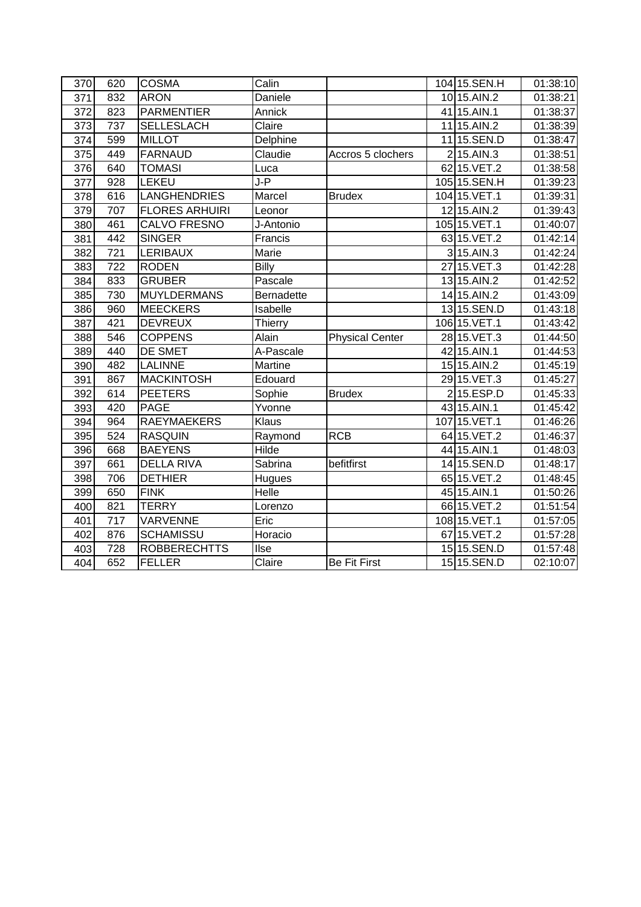| | | | | | | | |
|---|---|---|---|---|---|---|---|
| 370 | 620 | COSMA | Calin | | 104 | 15.SEN.H | 01:38:10 |
| 371 | 832 | ARON | Daniele | | 10 | 15.AIN.2 | 01:38:21 |
| 372 | 823 | PARMENTIER | Annick | | 41 | 15.AIN.1 | 01:38:37 |
| 373 | 737 | SELLESLACH | Claire | | 11 | 15.AIN.2 | 01:38:39 |
| 374 | 599 | MILLOT | Delphine | | 11 | 15.SEN.D | 01:38:47 |
| 375 | 449 | FARNAUD | Claudie | Accros 5 clochers | 2 | 15.AIN.3 | 01:38:51 |
| 376 | 640 | TOMASI | Luca | | 62 | 15.VET.2 | 01:38:58 |
| 377 | 928 | LEKEU | J-P | | 105 | 15.SEN.H | 01:39:23 |
| 378 | 616 | LANGHENDRIES | Marcel | Brudex | 104 | 15.VET.1 | 01:39:31 |
| 379 | 707 | FLORES ARHUIRI | Leonor | | 12 | 15.AIN.2 | 01:39:43 |
| 380 | 461 | CALVO FRESNO | J-Antonio | | 105 | 15.VET.1 | 01:40:07 |
| 381 | 442 | SINGER | Francis | | 63 | 15.VET.2 | 01:42:14 |
| 382 | 721 | LERIBAUX | Marie | | 3 | 15.AIN.3 | 01:42:24 |
| 383 | 722 | RODEN | Billy | | 27 | 15.VET.3 | 01:42:28 |
| 384 | 833 | GRUBER | Pascale | | 13 | 15.AIN.2 | 01:42:52 |
| 385 | 730 | MUYLDERMANS | Bernadette | | 14 | 15.AIN.2 | 01:43:09 |
| 386 | 960 | MEECKERS | Isabelle | | 13 | 15.SEN.D | 01:43:18 |
| 387 | 421 | DEVREUX | Thierry | | 106 | 15.VET.1 | 01:43:42 |
| 388 | 546 | COPPENS | Alain | Physical Center | 28 | 15.VET.3 | 01:44:50 |
| 389 | 440 | DE SMET | A-Pascale | | 42 | 15.AIN.1 | 01:44:53 |
| 390 | 482 | LALINNE | Martine | | 15 | 15.AIN.2 | 01:45:19 |
| 391 | 867 | MACKINTOSH | Edouard | | 29 | 15.VET.3 | 01:45:27 |
| 392 | 614 | PEETERS | Sophie | Brudex | 2 | 15.ESP.D | 01:45:33 |
| 393 | 420 | PAGE | Yvonne | | 43 | 15.AIN.1 | 01:45:42 |
| 394 | 964 | RAEYMAEKERS | Klaus | | 107 | 15.VET.1 | 01:46:26 |
| 395 | 524 | RASQUIN | Raymond | RCB | 64 | 15.VET.2 | 01:46:37 |
| 396 | 668 | BAEYENS | Hilde | | 44 | 15.AIN.1 | 01:48:03 |
| 397 | 661 | DELLA RIVA | Sabrina | befitfirst | 14 | 15.SEN.D | 01:48:17 |
| 398 | 706 | DETHIER | Hugues | | 65 | 15.VET.2 | 01:48:45 |
| 399 | 650 | FINK | Helle | | 45 | 15.AIN.1 | 01:50:26 |
| 400 | 821 | TERRY | Lorenzo | | 66 | 15.VET.2 | 01:51:54 |
| 401 | 717 | VARVENNE | Eric | | 108 | 15.VET.1 | 01:57:05 |
| 402 | 876 | SCHAMISSU | Horacio | | 67 | 15.VET.2 | 01:57:28 |
| 403 | 728 | ROBBERECHTTS | Ilse | | 15 | 15.SEN.D | 01:57:48 |
| 404 | 652 | FELLER | Claire | Be Fit First | 15 | 15.SEN.D | 02:10:07 |